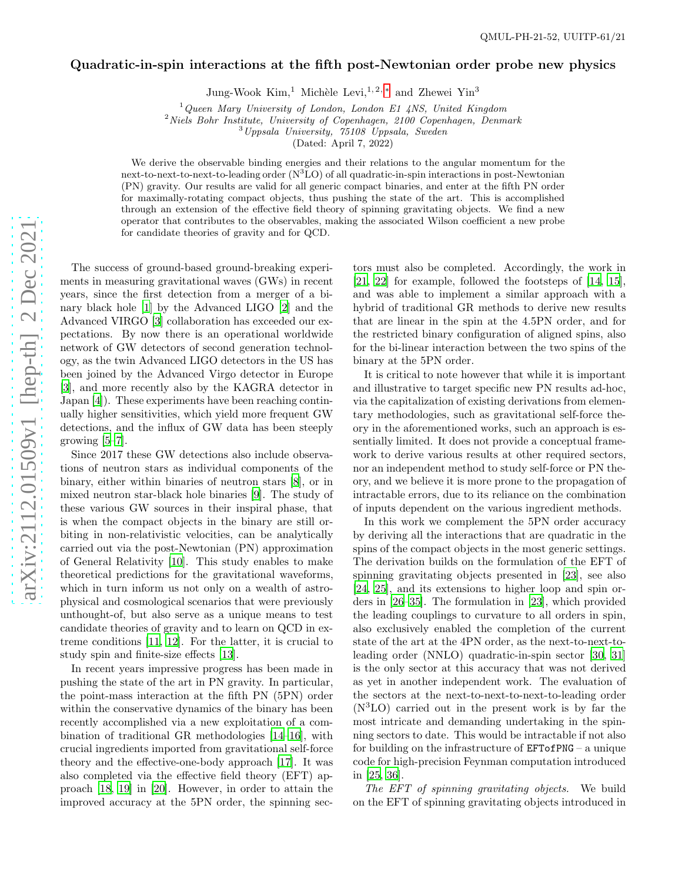QMUL-PH-21-52, UUITP-61/21

# Quadratic-in-spin interactions at the fifth post-Newtonian order probe new physics

Jung-Wook Kim,[1] Michèle Levi,[1,2,*] and Zhewei Yin[3]

[1] *Queen Mary University of London, London E1 4NS, United Kingdom*
[2] *Niels Bohr Institute, University of Copenhagen, 2100 Copenhagen, Denmark*
[3] *Uppsala University, 75108 Uppsala, Sweden*

(Dated: April 7, 2022)

We derive the observable binding energies and their relations to the angular momentum for the next-to-next-to-next-to-leading order ($\mathrm{N^3LO}$) of all quadratic-in-spin interactions in post-Newtonian (PN) gravity. Our results are valid for all generic compact binaries, and enter at the fifth PN order for maximally-rotating compact objects, thus pushing the state of the art. This is accomplished through an extension of the effective field theory of spinning gravitating objects. We find a new operator that contributes to the observables, making the associated Wilson coefficient a new probe for candidate theories of gravity and for QCD.

The success of ground-based ground-breaking experiments in measuring gravitational waves (GWs) in recent years, since the first detection from a merger of a binary black hole [1] by the Advanced LIGO [2] and the Advanced VIRGO [3] collaboration has exceeded our expectations. By now there is an operational worldwide network of GW detectors of second generation technology, as the twin Advanced LIGO detectors in the US has been joined by the Advanced Virgo detector in Europe [3], and more recently also by the KAGRA detector in Japan [4]). These experiments have been reaching continually higher sensitivities, which yield more frequent GW detections, and the influx of GW data has been steeply growing [5–7].

Since 2017 these GW detections also include observations of neutron stars as individual components of the binary, either within binaries of neutron stars [8], or in mixed neutron star-black hole binaries [9]. The study of these various GW sources in their inspiral phase, that is when the compact objects in the binary are still orbiting in non-relativistic velocities, can be analytically carried out via the post-Newtonian (PN) approximation of General Relativity [10]. This study enables to make theoretical predictions for the gravitational waveforms, which in turn inform us not only on a wealth of astrophysical and cosmological scenarios that were previously unthought-of, but also serve as a unique means to test candidate theories of gravity and to learn on QCD in extreme conditions [11, 12]. For the latter, it is crucial to study spin and finite-size effects [13].

In recent years impressive progress has been made in pushing the state of the art in PN gravity. In particular, the point-mass interaction at the fifth PN (5PN) order within the conservative dynamics of the binary has been recently accomplished via a new exploitation of a combination of traditional GR methodologies [14–16], with crucial ingredients imported from gravitational self-force theory and the effective-one-body approach [17]. It was also completed via the effective field theory (EFT) approach [18, 19] in [20]. However, in order to attain the improved accuracy at the 5PN order, the spinning sectors must also be completed. Accordingly, the work in [21, 22] for example, followed the footsteps of [14, 15], and was able to implement a similar approach with a hybrid of traditional GR methods to derive new results that are linear in the spin at the 4.5PN order, and for the restricted binary configuration of aligned spins, also for the bi-linear interaction between the two spins of the binary at the 5PN order.

It is critical to note however that while it is important and illustrative to target specific new PN results ad-hoc, via the capitalization of existing derivations from elementary methodologies, such as gravitational self-force theory in the aforementioned works, such an approach is essentially limited. It does not provide a conceptual framework to derive various results at other required sectors, nor an independent method to study self-force or PN theory, and we believe it is more prone to the propagation of intractable errors, due to its reliance on the combination of inputs dependent on the various ingredient methods.

In this work we complement the 5PN order accuracy by deriving all the interactions that are quadratic in the spins of the compact objects in the most generic settings. The derivation builds on the formulation of the EFT of spinning gravitating objects presented in [23], see also [24, 25], and its extensions to higher loop and spin orders in [26–35]. The formulation in [23], which provided the leading couplings to curvature to all orders in spin, also exclusively enabled the completion of the current state of the art at the 4PN order, as the next-to-next-to-leading order (NNLO) quadratic-in-spin sector [30, 31] is the only sector at this accuracy that was not derived as yet in another independent work. The evaluation of the sectors at the next-to-next-to-next-to-leading order ($\mathrm{N^3LO}$) carried out in the present work is by far the most intricate and demanding undertaking in the spinning sectors to date. This would be intractable if not also for building on the infrastructure of `EFTofPNG` – a unique code for high-precision Feynman computation introduced in [25, 36].

*The EFT of spinning gravitating objects.* We build on the EFT of spinning gravitating objects introduced in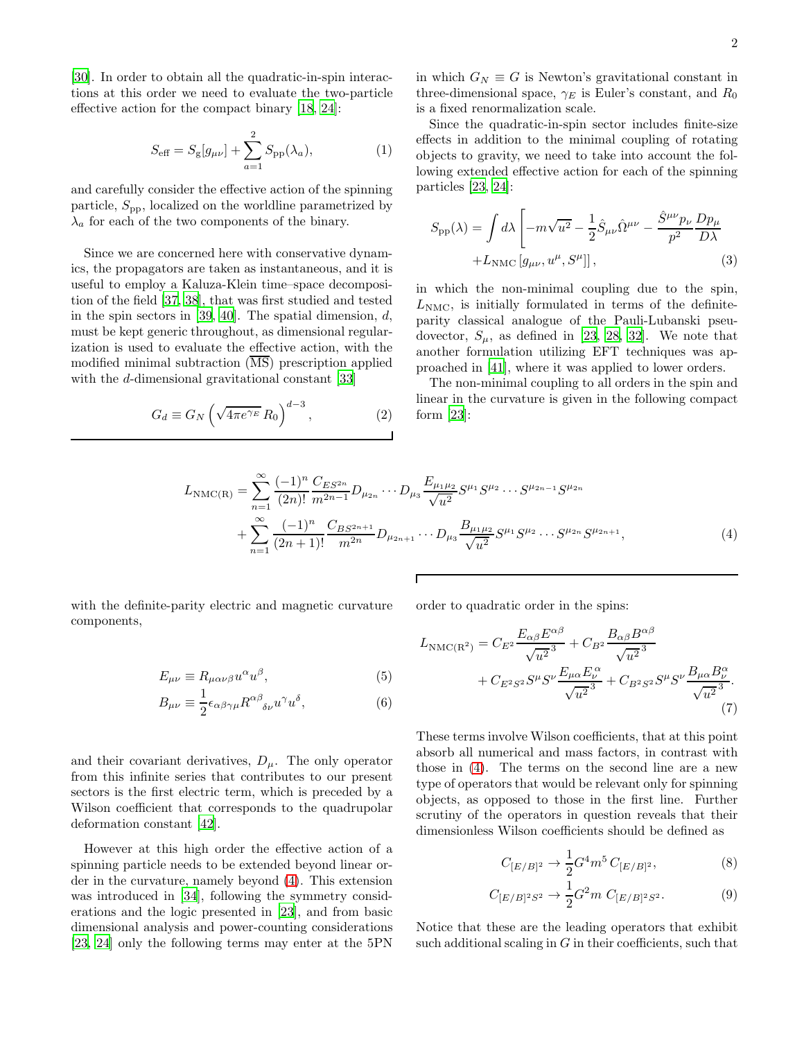[30]. In order to obtain all the quadratic-in-spin interactions at this order we need to evaluate the two-particle effective action for the compact binary [18, 24]:

$$S_{\rm eff} = S_{\rm g}[g_{\mu\nu}] + \sum_{a=1}^{2} S_{\rm pp}(\lambda_a), \tag{1}$$

and carefully consider the effective action of the spinning particle, $S_{\rm pp}$, localized on the worldline parametrized by $\lambda_a$ for each of the two components of the binary.

Since we are concerned here with conservative dynamics, the propagators are taken as instantaneous, and it is useful to employ a Kaluza-Klein time–space decomposition of the field [37, 38], that was first studied and tested in the spin sectors in [39, 40]. The spatial dimension, $d$, must be kept generic throughout, as dimensional regularization is used to evaluate the effective action, with the modified minimal subtraction ($\overline{\rm MS}$) prescription applied with the $d$-dimensional gravitational constant [33]

$$G_d \equiv G_N \left(\sqrt{4\pi e^{\gamma_E}}\, R_0\right)^{d-3}, \tag{2}$$

in which $G_N \equiv G$ is Newton's gravitational constant in three-dimensional space, $\gamma_E$ is Euler's constant, and $R_0$ is a fixed renormalization scale.

Since the quadratic-in-spin sector includes finite-size effects in addition to the minimal coupling of rotating objects to gravity, we need to take into account the following extended effective action for each of the spinning particles [23, 24]:

$$S_{\rm pp}(\lambda) = \int d\lambda \left[ -m\sqrt{u^2} - \frac{1}{2}\hat{S}_{\mu\nu}\hat{\Omega}^{\mu\nu} - \frac{\hat{S}^{\mu\nu}p_\nu}{p^2}\frac{Dp_\mu}{D\lambda} + L_{\rm NMC}\left[g_{\mu\nu}, u^\mu, S^\mu\right]\right], \tag{3}$$

in which the non-minimal coupling due to the spin, $L_{\rm NMC}$, is initially formulated in terms of the definite-parity classical analogue of the Pauli-Lubanski pseudovector, $S_\mu$, as defined in [23, 28, 32]. We note that another formulation utilizing EFT techniques was approached in [41], where it was applied to lower orders.

The non-minimal coupling to all orders in the spin and linear in the curvature is given in the following compact form [23]:

$$\begin{aligned} L_{\rm NMC(R)} = &\sum_{n=1}^{\infty} \frac{(-1)^n}{(2n)!}\frac{C_{ES^{2n}}}{m^{2n-1}} D_{\mu_{2n}}\cdots D_{\mu_3}\frac{E_{\mu_1\mu_2}}{\sqrt{u^2}} S^{\mu_1}S^{\mu_2}\cdots S^{\mu_{2n-1}}S^{\mu_{2n}} \\ &+ \sum_{n=1}^{\infty} \frac{(-1)^n}{(2n+1)!}\frac{C_{BS^{2n+1}}}{m^{2n}} D_{\mu_{2n+1}}\cdots D_{\mu_3}\frac{B_{\mu_1\mu_2}}{\sqrt{u^2}} S^{\mu_1}S^{\mu_2}\cdots S^{\mu_{2n}}S^{\mu_{2n+1}}, \end{aligned} \tag{4}$$

with the definite-parity electric and magnetic curvature components,

$$E_{\mu\nu} \equiv R_{\mu\alpha\nu\beta}u^\alpha u^\beta, \tag{5}$$

$$B_{\mu\nu} \equiv \frac{1}{2}\epsilon_{\alpha\beta\gamma\mu}R^{\alpha\beta}{}_{\delta\nu}u^\gamma u^\delta, \tag{6}$$

and their covariant derivatives, $D_\mu$. The only operator from this infinite series that contributes to our present sectors is the first electric term, which is preceded by a Wilson coefficient that corresponds to the quadrupolar deformation constant [42].

However at this high order the effective action of a spinning particle needs to be extended beyond linear order in the curvature, namely beyond (4). This extension was introduced in [34], following the symmetry considerations and the logic presented in [23], and from basic dimensional analysis and power-counting considerations [23, 24] only the following terms may enter at the 5PN order to quadratic order in the spins:

$$\begin{aligned} L_{\rm NMC(R^2)} = &\, C_{E^2}\frac{E_{\alpha\beta}E^{\alpha\beta}}{\sqrt{u^2}^{\,3}} + C_{B^2}\frac{B_{\alpha\beta}B^{\alpha\beta}}{\sqrt{u^2}^{\,3}} \\ &+ C_{E^2S^2}S^\mu S^\nu \frac{E_{\mu\alpha}E^\alpha_\nu}{\sqrt{u^2}^{\,3}} + C_{B^2S^2}S^\mu S^\nu \frac{B_{\mu\alpha}B^\alpha_\nu}{\sqrt{u^2}^{\,3}}. \end{aligned} \tag{7}$$

These terms involve Wilson coefficients, that at this point absorb all numerical and mass factors, in contrast with those in (4). The terms on the second line are a new type of operators that would be relevant only for spinning objects, as opposed to those in the first line. Further scrutiny of the operators in question reveals that their dimensionless Wilson coefficients should be defined as

$$C_{[E/B]^2} \to \frac{1}{2}G^4 m^5\, C_{[E/B]^2}, \tag{8}$$

$$C_{[E/B]^2S^2} \to \frac{1}{2}G^2 m\, C_{[E/B]^2S^2}. \tag{9}$$

Notice that these are the leading operators that exhibit such additional scaling in $G$ in their coefficients, such that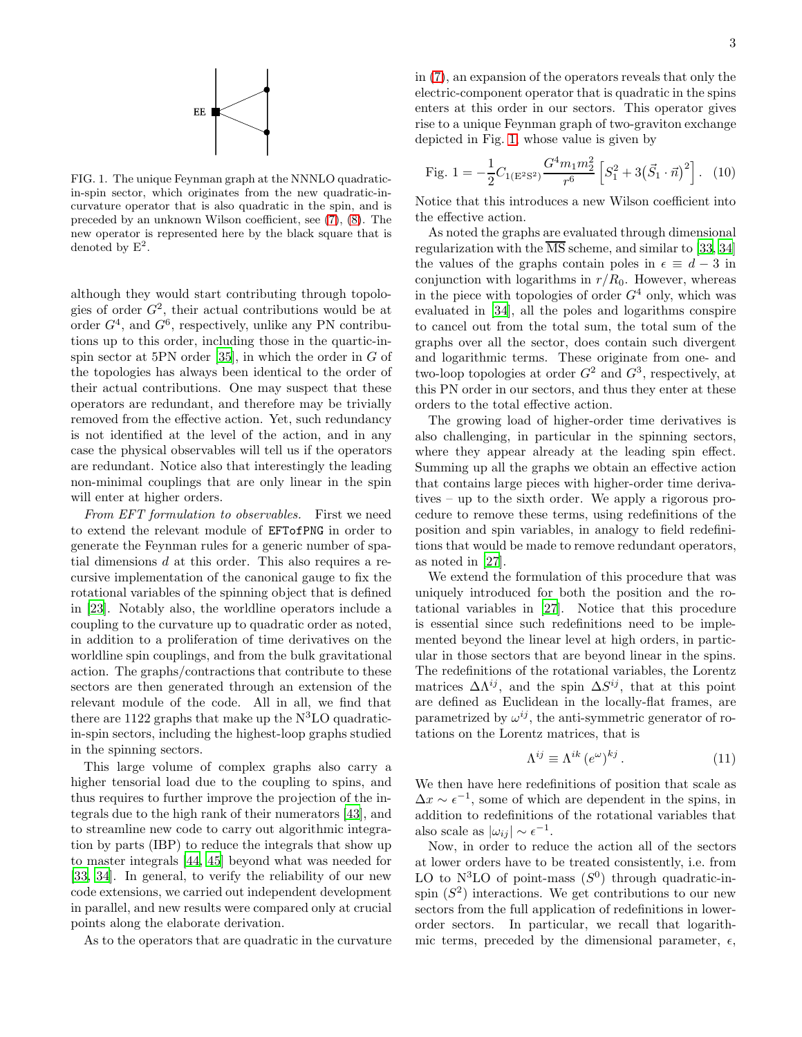FIG. 1. The unique Feynman graph at the NNNLO quadratic-in-spin sector, which originates from the new quadratic-in-curvature operator that is also quadratic in the spin, and is preceded by an unknown Wilson coefficient, see (7), (8). The new operator is represented here by the black square that is denoted by $\text{E}^2$.

although they would start contributing through topologies of order $G^2$, their actual contributions would be at order $G^4$, and $G^6$, respectively, unlike any PN contributions up to this order, including those in the quartic-in-spin sector at 5PN order [35], in which the order in $G$ of the topologies has always been identical to the order of their actual contributions. One may suspect that these operators are redundant, and therefore may be trivially removed from the effective action. Yet, such redundancy is not identified at the level of the action, and in any case the physical observables will tell us if the operators are redundant. Notice also that interestingly the leading non-minimal couplings that are only linear in the spin will enter at higher orders.

*From EFT formulation to observables.* First we need to extend the relevant module of `EFTofPNG` in order to generate the Feynman rules for a generic number of spatial dimensions $d$ at this order. This also requires a recursive implementation of the canonical gauge to fix the rotational variables of the spinning object that is defined in [23]. Notably also, the worldline operators include a coupling to the curvature up to quadratic order as noted, in addition to a proliferation of time derivatives on the worldline spin couplings, and from the bulk gravitational action. The graphs/contractions that contribute to these sectors are then generated through an extension of the relevant module of the code. All in all, we find that there are 1122 graphs that make up the $\text{N}^3\text{LO}$ quadratic-in-spin sectors, including the highest-loop graphs studied in the spinning sectors.

This large volume of complex graphs also carry a higher tensorial load due to the coupling to spins, and thus requires to further improve the projection of the integrals due to the high rank of their numerators [43], and to streamline new code to carry out algorithmic integration by parts (IBP) to reduce the integrals that show up to master integrals [44, 45] beyond what was needed for [33, 34]. In general, to verify the reliability of our new code extensions, we carried out independent development in parallel, and new results were compared only at crucial points along the elaborate derivation.

As to the operators that are quadratic in the curvature in (7), an expansion of the operators reveals that only the electric-component operator that is quadratic in the spins enters at this order in our sectors. This operator gives rise to a unique Feynman graph of two-graviton exchange depicted in Fig. 1, whose value is given by

$$\text{Fig. 1} = -\frac{1}{2} C_{1(\text{E}^2\text{S}^2)} \frac{G^4 m_1 m_2^2}{r^6} \left[ S_1^2 + 3\big(\vec{S}_1 \cdot \vec{n}\big)^2 \right]. \quad (10)$$

Notice that this introduces a new Wilson coefficient into the effective action.

As noted the graphs are evaluated through dimensional regularization with the $\overline{\text{MS}}$ scheme, and similar to [33, 34] the values of the graphs contain poles in $\epsilon \equiv d-3$ in conjunction with logarithms in $r/R_0$. However, whereas in the piece with topologies of order $G^4$ only, which was evaluated in [34], all the poles and logarithms conspire to cancel out from the total sum, the total sum of the graphs over all the sector, does contain such divergent and logarithmic terms. These originate from one- and two-loop topologies at order $G^2$ and $G^3$, respectively, at this PN order in our sectors, and thus they enter at these orders to the total effective action.

The growing load of higher-order time derivatives is also challenging, in particular in the spinning sectors, where they appear already at the leading spin effect. Summing up all the graphs we obtain an effective action that contains large pieces with higher-order time derivatives – up to the sixth order. We apply a rigorous procedure to remove these terms, using redefinitions of the position and spin variables, in analogy to field redefinitions that would be made to remove redundant operators, as noted in [27].

We extend the formulation of this procedure that was uniquely introduced for both the position and the rotational variables in [27]. Notice that this procedure is essential since such redefinitions need to be implemented beyond the linear level at high orders, in particular in those sectors that are beyond linear in the spins. The redefinitions of the rotational variables, the Lorentz matrices $\Delta\Lambda^{ij}$, and the spin $\Delta S^{ij}$, that at this point are defined as Euclidean in the locally-flat frames, are parametrized by $\omega^{ij}$, the anti-symmetric generator of rotations on the Lorentz matrices, that is

$$\Lambda^{ij} \equiv \Lambda^{ik} \left(e^{\omega}\right)^{kj}. \quad (11)$$

We then have here redefinitions of position that scale as $\Delta x \sim \epsilon^{-1}$, some of which are dependent in the spins, in addition to redefinitions of the rotational variables that also scale as $|\omega_{ij}| \sim \epsilon^{-1}$.

Now, in order to reduce the action all of the sectors at lower orders have to be treated consistently, i.e. from LO to $\text{N}^3\text{LO}$ of point-mass ($S^0$) through quadratic-in-spin ($S^2$) interactions. We get contributions to our new sectors from the full application of redefinitions in lower-order sectors. In particular, we recall that logarithmic terms, preceded by the dimensional parameter, $\epsilon$,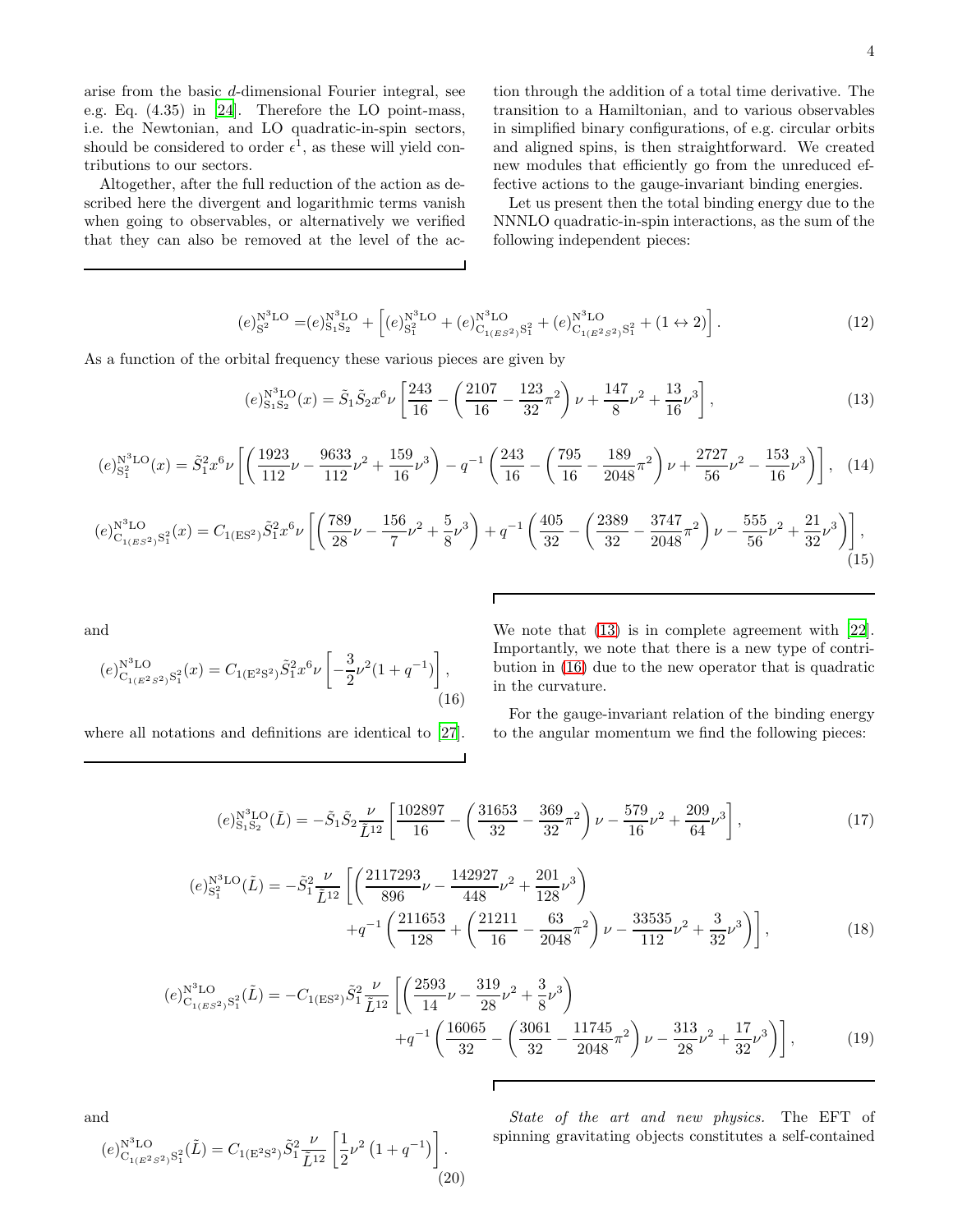arise from the basic $d$-dimensional Fourier integral, see e.g. Eq. (4.35) in [24]. Therefore the LO point-mass, i.e. the Newtonian, and LO quadratic-in-spin sectors, should be considered to order $\epsilon^1$, as these will yield contributions to our sectors.

Altogether, after the full reduction of the action as described here the divergent and logarithmic terms vanish when going to observables, or alternatively we verified that they can also be removed at the level of the action through the addition of a total time derivative. The transition to a Hamiltonian, and to various observables in simplified binary configurations, of e.g. circular orbits and aligned spins, is then straightforward. We created new modules that efficiently go from the unreduced effective actions to the gauge-invariant binding energies.

Let us present then the total binding energy due to the NNNLO quadratic-in-spin interactions, as the sum of the following independent pieces:

$$(e)^{\rm N^3LO}_{\rm S^2} = (e)^{\rm N^3LO}_{\rm S_1S_2} + \left[(e)^{\rm N^3LO}_{\rm S_1^2} + (e)^{\rm N^3LO}_{\rm C_{1(ES^2)}S_1^2} + (e)^{\rm N^3LO}_{\rm C_{1(E^2S^2)}S_1^2} + (1\leftrightarrow 2)\right]. \tag{12}$$

As a function of the orbital frequency these various pieces are given by

$$(e)^{\rm N^3LO}_{\rm S_1S_2}(x) = \tilde{S}_1\tilde{S}_2 x^6\nu\left[\frac{243}{16} - \left(\frac{2107}{16} - \frac{123}{32}\pi^2\right)\nu + \frac{147}{8}\nu^2 + \frac{13}{16}\nu^3\right], \tag{13}$$

$$(e)^{\rm N^3LO}_{\rm S_1^2}(x) = \tilde{S}_1^2 x^6\nu\left[\left(\frac{1923}{112}\nu - \frac{9633}{112}\nu^2 + \frac{159}{16}\nu^3\right) - q^{-1}\left(\frac{243}{16} - \left(\frac{795}{16} - \frac{189}{2048}\pi^2\right)\nu + \frac{2727}{56}\nu^2 - \frac{153}{16}\nu^3\right)\right], \tag{14}$$

$$(e)^{\rm N^3LO}_{\rm C_{1(ES^2)}S_1^2}(x) = C_{1(\rm ES^2)}\tilde{S}_1^2 x^6\nu\left[\left(\frac{789}{28}\nu - \frac{156}{7}\nu^2 + \frac{5}{8}\nu^3\right) + q^{-1}\left(\frac{405}{32} - \left(\frac{2389}{32} - \frac{3747}{2048}\pi^2\right)\nu - \frac{555}{56}\nu^2 + \frac{21}{32}\nu^3\right)\right], \tag{15}$$

and

$$(e)^{\rm N^3LO}_{\rm C_{1(E^2S^2)}S_1^2}(x) = C_{1(\rm E^2S^2)}\tilde{S}_1^2 x^6\nu\left[-\frac{3}{2}\nu^2(1+q^{-1})\right], \tag{16}$$

where all notations and definitions are identical to [27].

We note that (13) is in complete agreement with [22]. Importantly, we note that there is a new type of contribution in (16) due to the new operator that is quadratic in the curvature.

For the gauge-invariant relation of the binding energy to the angular momentum we find the following pieces:

$$(e)^{\rm N^3LO}_{\rm S_1S_2}(\tilde{L}) = -\tilde{S}_1\tilde{S}_2\frac{\nu}{\tilde{L}^{12}}\left[\frac{102897}{16} - \left(\frac{31653}{32} - \frac{369}{32}\pi^2\right)\nu - \frac{579}{16}\nu^2 + \frac{209}{64}\nu^3\right], \tag{17}$$

$$\begin{aligned}(e)^{\rm N^3LO}_{\rm S_1^2}(\tilde{L}) = -\tilde{S}_1^2\frac{\nu}{\tilde{L}^{12}}\Bigg[&\left(\frac{2117293}{896}\nu - \frac{142927}{448}\nu^2 + \frac{201}{128}\nu^3\right)\\ &+q^{-1}\left(\frac{211653}{128} + \left(\frac{21211}{16} - \frac{63}{2048}\pi^2\right)\nu - \frac{33535}{112}\nu^2 + \frac{3}{32}\nu^3\right)\Bigg],\end{aligned} \tag{18}$$

$$\begin{aligned}(e)^{\rm N^3LO}_{\rm C_{1(ES^2)}S_1^2}(\tilde{L}) = -C_{1(\rm ES^2)}\tilde{S}_1^2\frac{\nu}{\tilde{L}^{12}}\Bigg[&\left(\frac{2593}{14}\nu - \frac{319}{28}\nu^2 + \frac{3}{8}\nu^3\right)\\ &+q^{-1}\left(\frac{16065}{32} - \left(\frac{3061}{32} - \frac{11745}{2048}\pi^2\right)\nu - \frac{313}{28}\nu^2 + \frac{17}{32}\nu^3\right)\Bigg],\end{aligned} \tag{19}$$

and

$$(e)^{\rm N^3LO}_{\rm C_{1(E^2S^2)}S_1^2}(\tilde{L}) = C_{1(\rm E^2S^2)}\tilde{S}_1^2\frac{\nu}{\tilde{L}^{12}}\left[\frac{1}{2}\nu^2\left(1+q^{-1}\right)\right]. \tag{20}$$

*State of the art and new physics.* The EFT of spinning gravitating objects constitutes a self-contained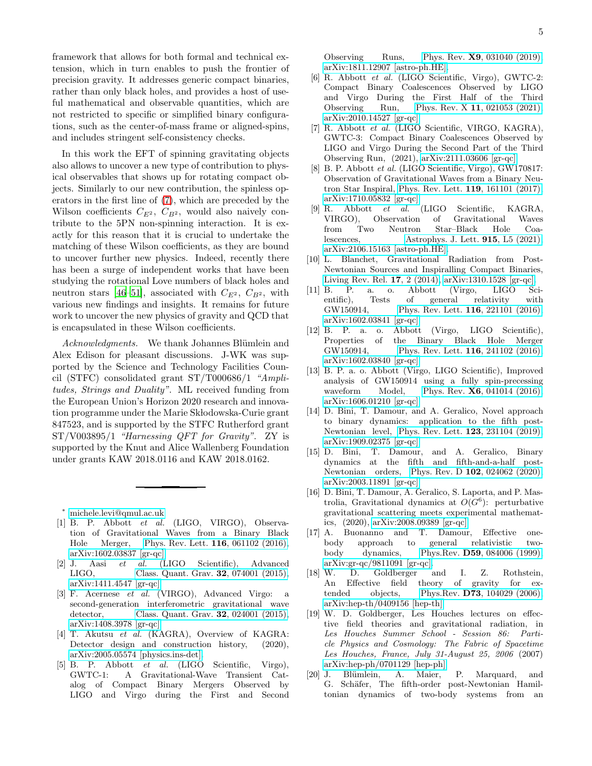framework that allows for both formal and technical extension, which in turn enables to push the frontier of precision gravity. It addresses generic compact binaries, rather than only black holes, and provides a host of useful mathematical and observable quantities, which are not restricted to specific or simplified binary configurations, such as the center-of-mass frame or aligned-spins, and includes stringent self-consistency checks.

In this work the EFT of spinning gravitating objects also allows to uncover a new type of contribution to physical observables that shows up for rotating compact objects. Similarly to our new contribution, the spinless operators in the first line of (7), which are preceded by the Wilson coefficients $C_{E^2}$, $C_{B^2}$, would also naively contribute to the 5PN non-spinning interaction. It is exactly for this reason that it is crucial to undertake the matching of these Wilson coefficients, as they are bound to uncover further new physics. Indeed, recently there has been a surge of independent works that have been studying the rotational Love numbers of black holes and neutron stars [46–51], associated with $C_{E^2}$, $C_{B^2}$, with various new findings and insights. It remains for future work to uncover the new physics of gravity and QCD that is encapsulated in these Wilson coefficients.

*Acknowledgments.* We thank Johannes Blümlein and Alex Edison for pleasant discussions. J-WK was supported by the Science and Technology Facilities Council (STFC) consolidated grant ST/T000686/1 *"Amplitudes, Strings and Duality"*. ML received funding from the European Union's Horizon 2020 research and innovation programme under the Marie Skłodowska-Curie grant 847523, and is supported by the STFC Rutherford grant ST/V003895/1 *"Harnessing QFT for Gravity"*. ZY is supported by the Knut and Alice Wallenberg Foundation under grants KAW 2018.0116 and KAW 2018.0162.

---

* michele.levi@qmul.ac.uk

[1] B. P. Abbott *et al.* (LIGO, VIRGO), Observation of Gravitational Waves from a Binary Black Hole Merger, Phys. Rev. Lett. **116**, 061102 (2016), arXiv:1602.03837 [gr-qc].

[2] J. Aasi *et al.* (LIGO Scientific), Advanced LIGO, Class. Quant. Grav. **32**, 074001 (2015), arXiv:1411.4547 [gr-qc].

[3] F. Acernese *et al.* (VIRGO), Advanced Virgo: a second-generation interferometric gravitational wave detector, Class. Quant. Grav. **32**, 024001 (2015), arXiv:1408.3978 [gr-qc].

[4] T. Akutsu *et al.* (KAGRA), Overview of KAGRA: Detector design and construction history, (2020), arXiv:2005.05574 [physics.ins-det].

[5] B. P. Abbott *et al.* (LIGO Scientific, Virgo), GWTC-1: A Gravitational-Wave Transient Catalog of Compact Binary Mergers Observed by LIGO and Virgo during the First and Second Observing Runs, Phys. Rev. **X9**, 031040 (2019), arXiv:1811.12907 [astro-ph.HE].

[6] R. Abbott *et al.* (LIGO Scientific, Virgo), GWTC-2: Compact Binary Coalescences Observed by LIGO and Virgo During the First Half of the Third Observing Run, Phys. Rev. X **11**, 021053 (2021), arXiv:2010.14527 [gr-qc].

[7] R. Abbott *et al.* (LIGO Scientific, VIRGO, KAGRA), GWTC-3: Compact Binary Coalescences Observed by LIGO and Virgo During the Second Part of the Third Observing Run, (2021), arXiv:2111.03606 [gr-qc].

[8] B. P. Abbott *et al.* (LIGO Scientific, Virgo), GW170817: Observation of Gravitational Waves from a Binary Neutron Star Inspiral, Phys. Rev. Lett. **119**, 161101 (2017), arXiv:1710.05832 [gr-qc].

[9] R. Abbott *et al.* (LIGO Scientific, KAGRA, VIRGO), Observation of Gravitational Waves from Two Neutron Star–Black Hole Coalescences, Astrophys. J. Lett. **915**, L5 (2021), arXiv:2106.15163 [astro-ph.HE].

[10] L. Blanchet, Gravitational Radiation from Post-Newtonian Sources and Inspiralling Compact Binaries, Living Rev. Rel. **17**, 2 (2014), arXiv:1310.1528 [gr-qc].

[11] B. P. a. o. Abbott (Virgo, LIGO Scientific), Tests of general relativity with GW150914, Phys. Rev. Lett. **116**, 221101 (2016), arXiv:1602.03841 [gr-qc].

[12] B. P. a. o. Abbott (Virgo, LIGO Scientific), Properties of the Binary Black Hole Merger GW150914, Phys. Rev. Lett. **116**, 241102 (2016), arXiv:1602.03840 [gr-qc].

[13] B. P. a. o. Abbott (Virgo, LIGO Scientific), Improved analysis of GW150914 using a fully spin-precessing waveform Model, Phys. Rev. **X6**, 041014 (2016), arXiv:1606.01210 [gr-qc].

[14] D. Bini, T. Damour, and A. Geralico, Novel approach to binary dynamics: application to the fifth post-Newtonian level, Phys. Rev. Lett. **123**, 231104 (2019), arXiv:1909.02375 [gr-qc].

[15] D. Bini, T. Damour, and A. Geralico, Binary dynamics at the fifth and fifth-and-a-half post-Newtonian orders, Phys. Rev. D **102**, 024062 (2020), arXiv:2003.11891 [gr-qc].

[16] D. Bini, T. Damour, A. Geralico, S. Laporta, and P. Mastrolia, Gravitational dynamics at $O(G^6)$: perturbative gravitational scattering meets experimental mathematics, (2020), arXiv:2008.09389 [gr-qc].

[17] A. Buonanno and T. Damour, Effective one-body approach to general relativistic two-body dynamics, Phys.Rev. **D59**, 084006 (1999), arXiv:gr-qc/9811091 [gr-qc].

[18] W. D. Goldberger and I. Z. Rothstein, An Effective field theory of gravity for extended objects, Phys.Rev. **D73**, 104029 (2006), arXiv:hep-th/0409156 [hep-th].

[19] W. D. Goldberger, Les Houches lectures on effective field theories and gravitational radiation, in *Les Houches Summer School - Session 86: Particle Physics and Cosmology: The Fabric of Spacetime Les Houches, France, July 31-August 25, 2006* (2007) arXiv:hep-ph/0701129 [hep-ph].

[20] J. Blümlein, A. Maier, P. Marquard, and G. Schäfer, The fifth-order post-Newtonian Hamiltonian dynamics of two-body systems from an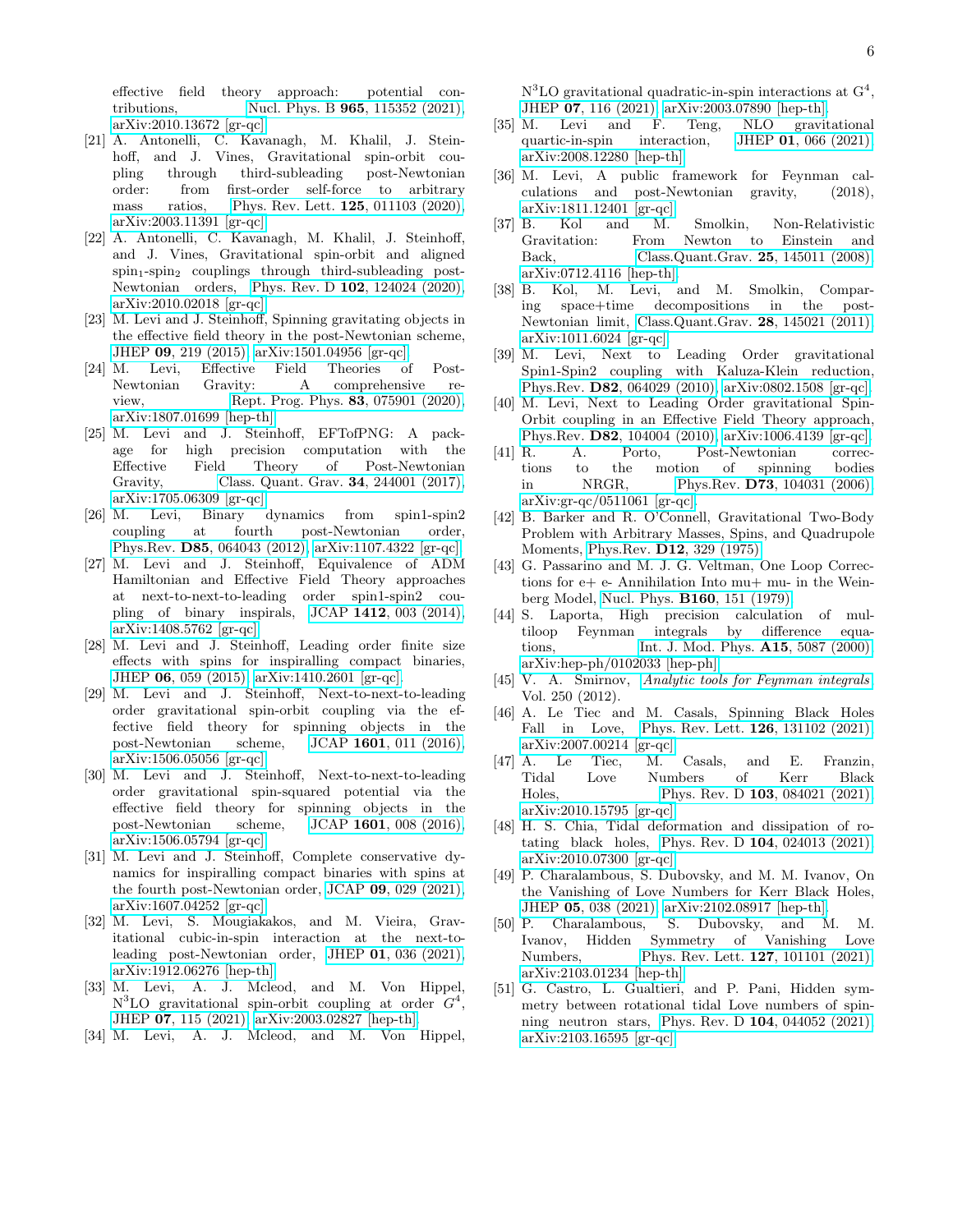effective field theory approach: potential contributions, Nucl. Phys. B **965**, 115352 (2021), arXiv:2010.13672 [gr-qc].

[21] A. Antonelli, C. Kavanagh, M. Khalil, J. Steinhoff, and J. Vines, Gravitational spin-orbit coupling through third-subleading post-Newtonian order: from first-order self-force to arbitrary mass ratios, Phys. Rev. Lett. **125**, 011103 (2020), arXiv:2003.11391 [gr-qc].

[22] A. Antonelli, C. Kavanagh, M. Khalil, J. Steinhoff, and J. Vines, Gravitational spin-orbit and aligned $\text{spin}_1$-$\text{spin}_2$ couplings through third-subleading post-Newtonian orders, Phys. Rev. D **102**, 124024 (2020), arXiv:2010.02018 [gr-qc].

[23] M. Levi and J. Steinhoff, Spinning gravitating objects in the effective field theory in the post-Newtonian scheme, JHEP **09**, 219 (2015), arXiv:1501.04956 [gr-qc].

[24] M. Levi, Effective Field Theories of Post-Newtonian Gravity: A comprehensive review, Rept. Prog. Phys. **83**, 075901 (2020), arXiv:1807.01699 [hep-th].

[25] M. Levi and J. Steinhoff, EFTofPNG: A package for high precision computation with the Effective Field Theory of Post-Newtonian Gravity, Class. Quant. Grav. **34**, 244001 (2017), arXiv:1705.06309 [gr-qc].

[26] M. Levi, Binary dynamics from spin1-spin2 coupling at fourth post-Newtonian order, Phys.Rev. **D85**, 064043 (2012), arXiv:1107.4322 [gr-qc].

[27] M. Levi and J. Steinhoff, Equivalence of ADM Hamiltonian and Effective Field Theory approaches at next-to-next-to-leading order spin1-spin2 coupling of binary inspirals, JCAP **1412**, 003 (2014), arXiv:1408.5762 [gr-qc].

[28] M. Levi and J. Steinhoff, Leading order finite size effects with spins for inspiralling compact binaries, JHEP **06**, 059 (2015), arXiv:1410.2601 [gr-qc].

[29] M. Levi and J. Steinhoff, Next-to-next-to-leading order gravitational spin-orbit coupling via the effective field theory for spinning objects in the post-Newtonian scheme, JCAP **1601**, 011 (2016), arXiv:1506.05056 [gr-qc].

[30] M. Levi and J. Steinhoff, Next-to-next-to-leading order gravitational spin-squared potential via the effective field theory for spinning objects in the post-Newtonian scheme, JCAP **1601**, 008 (2016), arXiv:1506.05794 [gr-qc].

[31] M. Levi and J. Steinhoff, Complete conservative dynamics for inspiralling compact binaries with spins at the fourth post-Newtonian order, JCAP **09**, 029 (2021), arXiv:1607.04252 [gr-qc].

[32] M. Levi, S. Mougiakakos, and M. Vieira, Gravitational cubic-in-spin interaction at the next-to-leading post-Newtonian order, JHEP **01**, 036 (2021), arXiv:1912.06276 [hep-th].

[33] M. Levi, A. J. Mcleod, and M. Von Hippel, $\text{N}^3$LO gravitational spin-orbit coupling at order $G^4$, JHEP **07**, 115 (2021), arXiv:2003.02827 [hep-th].

[34] M. Levi, A. J. Mcleod, and M. Von Hippel, $\text{N}^3$LO gravitational quadratic-in-spin interactions at $\text{G}^4$, JHEP **07**, 116 (2021), arXiv:2003.07890 [hep-th].

[35] M. Levi and F. Teng, NLO gravitational quartic-in-spin interaction, JHEP **01**, 066 (2021), arXiv:2008.12280 [hep-th].

[36] M. Levi, A public framework for Feynman calculations and post-Newtonian gravity, (2018), arXiv:1811.12401 [gr-qc].

[37] B. Kol and M. Smolkin, Non-Relativistic Gravitation: From Newton to Einstein and Back, Class.Quant.Grav. **25**, 145011 (2008), arXiv:0712.4116 [hep-th].

[38] B. Kol, M. Levi, and M. Smolkin, Comparing space+time decompositions in the post-Newtonian limit, Class.Quant.Grav. **28**, 145021 (2011), arXiv:1011.6024 [gr-qc].

[39] M. Levi, Next to Leading Order gravitational Spin1-Spin2 coupling with Kaluza-Klein reduction, Phys.Rev. **D82**, 064029 (2010), arXiv:0802.1508 [gr-qc].

[40] M. Levi, Next to Leading Order gravitational Spin-Orbit coupling in an Effective Field Theory approach, Phys.Rev. **D82**, 104004 (2010), arXiv:1006.4139 [gr-qc].

[41] R. A. Porto, Post-Newtonian corrections to the motion of spinning bodies in NRGR, Phys.Rev. **D73**, 104031 (2006), arXiv:gr-qc/0511061 [gr-qc].

[42] B. Barker and R. O'Connell, Gravitational Two-Body Problem with Arbitrary Masses, Spins, and Quadrupole Moments, Phys.Rev. **D12**, 329 (1975).

[43] G. Passarino and M. J. G. Veltman, One Loop Corrections for e+ e- Annihilation Into mu+ mu- in the Weinberg Model, Nucl. Phys. **B160**, 151 (1979).

[44] S. Laporta, High precision calculation of multiloop Feynman integrals by difference equations, Int. J. Mod. Phys. **A15**, 5087 (2000), arXiv:hep-ph/0102033 [hep-ph].

[45] V. A. Smirnov, *Analytic tools for Feynman integrals*, Vol. 250 (2012).

[46] A. Le Tiec and M. Casals, Spinning Black Holes Fall in Love, Phys. Rev. Lett. **126**, 131102 (2021), arXiv:2007.00214 [gr-qc].

[47] A. Le Tiec, M. Casals, and E. Franzin, Tidal Love Numbers of Kerr Black Holes, Phys. Rev. D **103**, 084021 (2021), arXiv:2010.15795 [gr-qc].

[48] H. S. Chia, Tidal deformation and dissipation of rotating black holes, Phys. Rev. D **104**, 024013 (2021), arXiv:2010.07300 [gr-qc].

[49] P. Charalambous, S. Dubovsky, and M. M. Ivanov, On the Vanishing of Love Numbers for Kerr Black Holes, JHEP **05**, 038 (2021), arXiv:2102.08917 [hep-th].

[50] P. Charalambous, S. Dubovsky, and M. M. Ivanov, Hidden Symmetry of Vanishing Love Numbers, Phys. Rev. Lett. **127**, 101101 (2021), arXiv:2103.01234 [hep-th].

[51] G. Castro, L. Gualtieri, and P. Pani, Hidden symmetry between rotational tidal Love numbers of spinning neutron stars, Phys. Rev. D **104**, 044052 (2021), arXiv:2103.16595 [gr-qc].